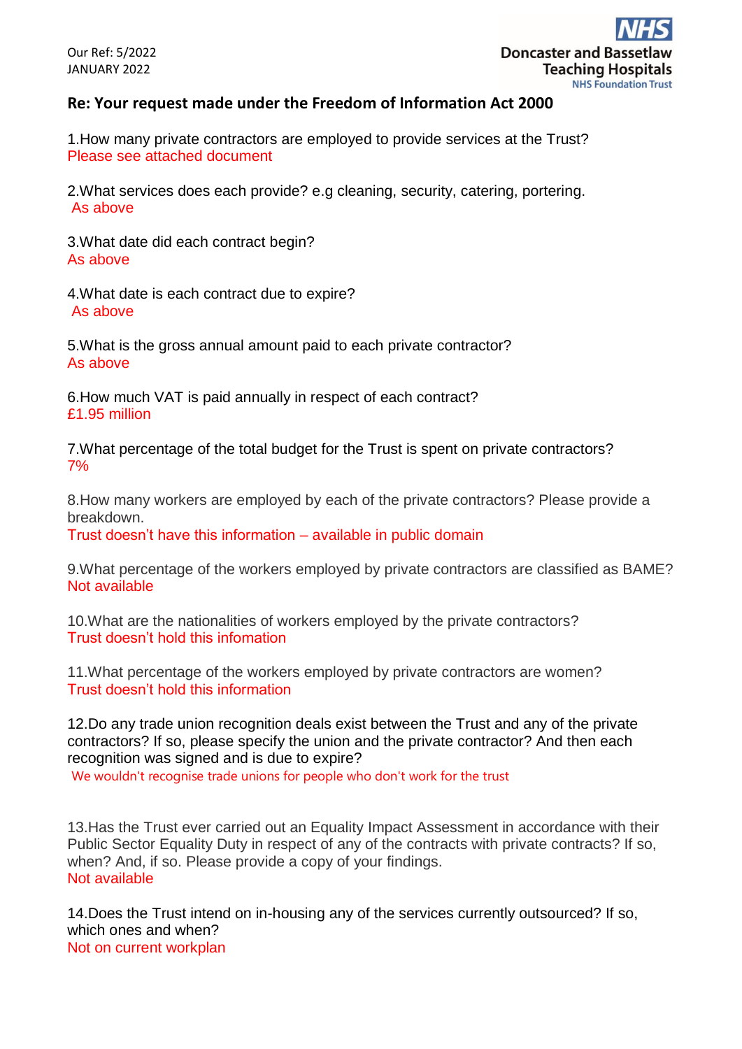Our Ref: 5/2022
JANUARY 2022

Doncaster and Bassetlaw Teaching Hospitals
NHS Foundation Trust

## Re: Your request made under the Freedom of Information Act 2000

1.How many private contractors are employed to provide services at the Trust?
Please see attached document

2.What services does each provide? e.g cleaning, security, catering, portering.
As above

3.What date did each contract begin?
As above

4.What date is each contract due to expire?
As above

5.What is the gross annual amount paid to each private contractor?
As above

6.How much VAT is paid annually in respect of each contract?
£1.95 million

7.What percentage of the total budget for the Trust is spent on private contractors?
7%

8.How many workers are employed by each of the private contractors? Please provide a breakdown.
Trust doesn't have this information – available in public domain

9.What percentage of the workers employed by private contractors are classified as BAME?
Not available

10.What are the nationalities of workers employed by the private contractors?
Trust doesn't hold this infomation

11.What percentage of the workers employed by private contractors are women?
Trust doesn't hold this information

12.Do any trade union recognition deals exist between the Trust and any of the private contractors? If so, please specify the union and the private contractor? And then each recognition was signed and is due to expire?
We wouldn't recognise trade unions for people who don't work for the trust

13.Has the Trust ever carried out an Equality Impact Assessment in accordance with their Public Sector Equality Duty in respect of any of the contracts with private contracts? If so, when? And, if so. Please provide a copy of your findings.
Not available

14.Does the Trust intend on in-housing any of the services currently outsourced? If so, which ones and when?
Not on current workplan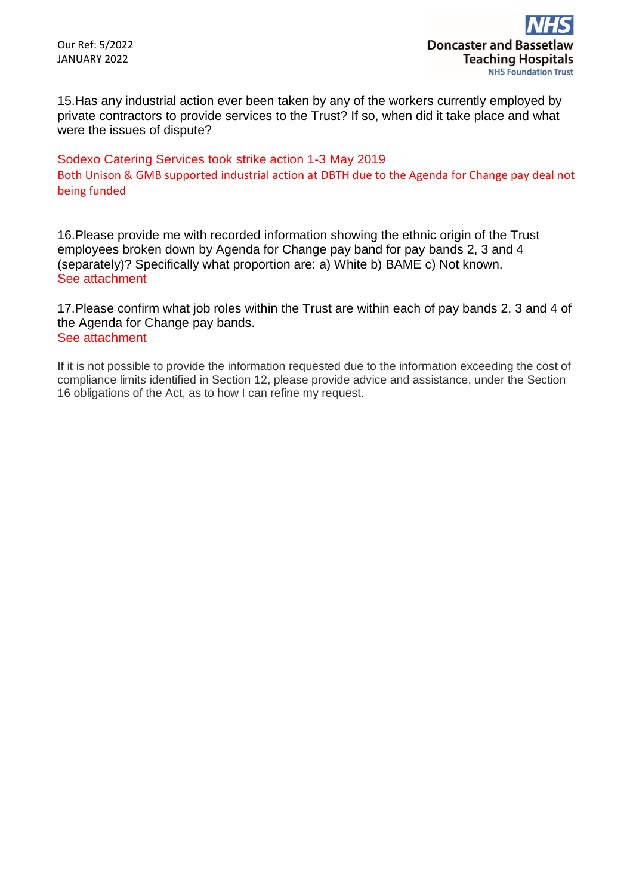15.Has any industrial action ever been taken by any of the workers currently employed by private contractors to provide services to the Trust? If so, when did it take place and what were the issues of dispute?

Sodexo Catering Services took strike action 1-3 May 2019
Both Unison & GMB supported industrial action at DBTH due to the Agenda for Change pay deal not being funded

16.Please provide me with recorded information showing the ethnic origin of the Trust employees broken down by Agenda for Change pay band for pay bands 2, 3 and 4 (separately)? Specifically what proportion are: a) White b) BAME c) Not known.
See attachment

17.Please confirm what job roles within the Trust are within each of pay bands 2, 3 and 4 of the Agenda for Change pay bands.
See attachment

If it is not possible to provide the information requested due to the information exceeding the cost of compliance limits identified in Section 12, please provide advice and assistance, under the Section 16 obligations of the Act, as to how I can refine my request.